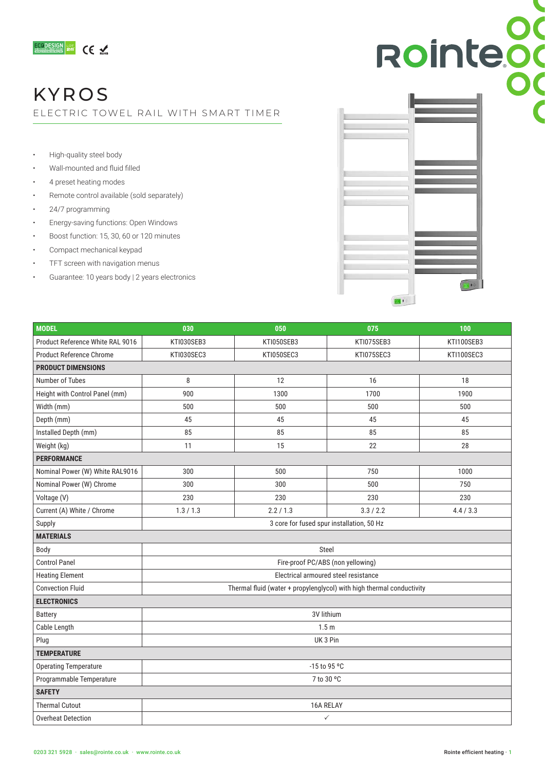# KYROS

## ELECTRIC TOWEL RAIL WITH SMART TIMER

- High-quality steel body
- Wall-mounted and fluid filled
- 4 preset heating modes
- Remote control available (sold separately)
- 24/7 programming
- Energy-saving functions: Open Windows
- Boost function: 15, 30, 60 or 120 minutes
- Compact mechanical keypad
- TFT screen with navigation menus
- Guarantee: 10 years body | 2 years electronics

| MODEL | 030 | 050 | 075 | 100 |
|---|---|---|---|---|
| Product Reference White RAL 9016 | KTI030SEB3 | KTI050SEB3 | KTI075SEB3 | KTI100SEB3 |
| Product Reference Chrome | KTI030SEC3 | KTI050SEC3 | KTI075SEC3 | KTI100SEC3 |
| **PRODUCT DIMENSIONS** | | | | |
| Number of Tubes | 8 | 12 | 16 | 18 |
| Height with Control Panel (mm) | 900 | 1300 | 1700 | 1900 |
| Width (mm) | 500 | 500 | 500 | 500 |
| Depth (mm) | 45 | 45 | 45 | 45 |
| Installed Depth (mm) | 85 | 85 | 85 | 85 |
| Weight (kg) | 11 | 15 | 22 | 28 |
| **PERFORMANCE** | | | | |
| Nominal Power (W) White RAL9016 | 300 | 500 | 750 | 1000 |
| Nominal Power (W) Chrome | 300 | 300 | 500 | 750 |
| Voltage (V) | 230 | 230 | 230 | 230 |
| Current (A) White / Chrome | 1.3 / 1.3 | 2.2 / 1.3 | 3.3 / 2.2 | 4.4 / 3.3 |
| Supply | 3 core for fused spur installation, 50 Hz | | | |
| **MATERIALS** | | | | |
| Body | Steel | | | |
| Control Panel | Fire-proof PC/ABS (non yellowing) | | | |
| Heating Element | Electrical armoured steel resistance | | | |
| Convection Fluid | Thermal fluid (water + propylenglycol) with high thermal conductivity | | | |
| **ELECTRONICS** | | | | |
| Battery | 3V lithium | | | |
| Cable Length | 1.5 m | | | |
| Plug | UK 3 Pin | | | |
| **TEMPERATURE** | | | | |
| Operating Temperature | -15 to 95 ºC | | | |
| Programmable Temperature | 7 to 30 ºC | | | |
| **SAFETY** | | | | |
| Thermal Cutout | 16A RELAY | | | |
| Overheat Detection | ✓ | | | |

0203 321 5928 · sales@rointe.co.uk · www.rointe.co.uk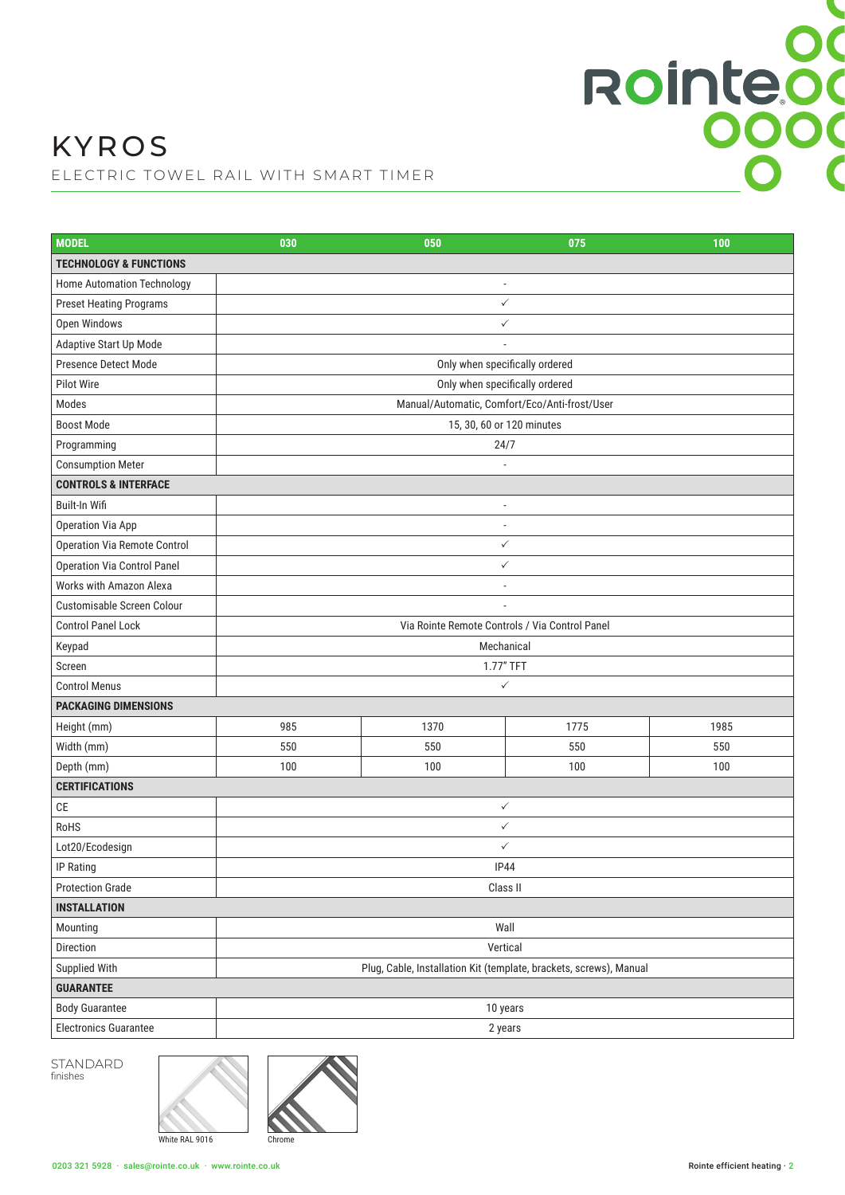# KYROS

ELECTRIC TOWEL RAIL WITH SMART TIMER

| MODEL | 030 | 050 | 075 | 100 |
|---|---|---|---|---|
| **TECHNOLOGY & FUNCTIONS** | | | | |
| Home Automation Technology | - | | | |
| Preset Heating Programs | ✓ | | | |
| Open Windows | ✓ | | | |
| Adaptive Start Up Mode | - | | | |
| Presence Detect Mode | Only when specifically ordered | | | |
| Pilot Wire | Only when specifically ordered | | | |
| Modes | Manual/Automatic, Comfort/Eco/Anti-frost/User | | | |
| Boost Mode | 15, 30, 60 or 120 minutes | | | |
| Programming | 24/7 | | | |
| Consumption Meter | - | | | |
| **CONTROLS & INTERFACE** | | | | |
| Built-In Wifi | - | | | |
| Operation Via App | - | | | |
| Operation Via Remote Control | ✓ | | | |
| Operation Via Control Panel | ✓ | | | |
| Works with Amazon Alexa | - | | | |
| Customisable Screen Colour | - | | | |
| Control Panel Lock | Via Rointe Remote Controls / Via Control Panel | | | |
| Keypad | Mechanical | | | |
| Screen | 1.77" TFT | | | |
| Control Menus | ✓ | | | |
| **PACKAGING DIMENSIONS** | | | | |
| Height (mm) | 985 | 1370 | 1775 | 1985 |
| Width (mm) | 550 | 550 | 550 | 550 |
| Depth (mm) | 100 | 100 | 100 | 100 |
| **CERTIFICATIONS** | | | | |
| CE | ✓ | | | |
| RoHS | ✓ | | | |
| Lot20/Ecodesign | ✓ | | | |
| IP Rating | IP44 | | | |
| Protection Grade | Class II | | | |
| **INSTALLATION** | | | | |
| Mounting | Wall | | | |
| Direction | Vertical | | | |
| Supplied With | Plug, Cable, Installation Kit (template, brackets, screws), Manual | | | |
| **GUARANTEE** | | | | |
| Body Guarantee | 10 years | | | |
| Electronics Guarantee | 2 years | | | |

STANDARD finishes

White RAL 9016

Chrome

0203 321 5928 · sales@rointe.co.uk · www.rointe.co.uk

Rointe efficient heating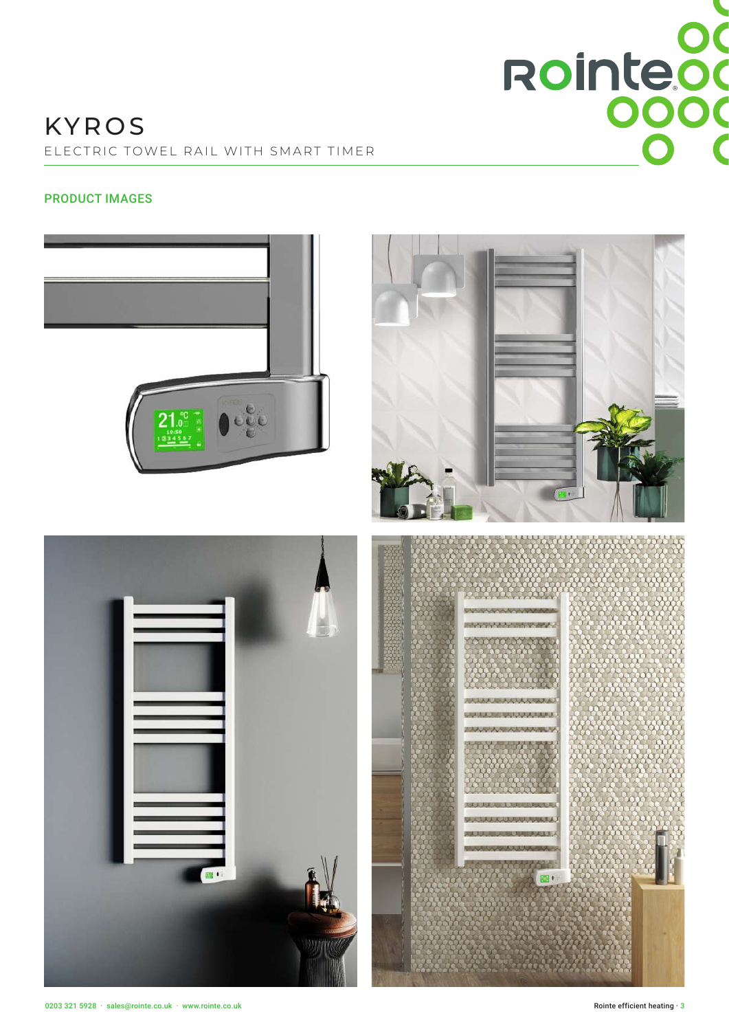# KYROS

ELECTRIC TOWEL RAIL WITH SMART TIMER

## PRODUCT IMAGES